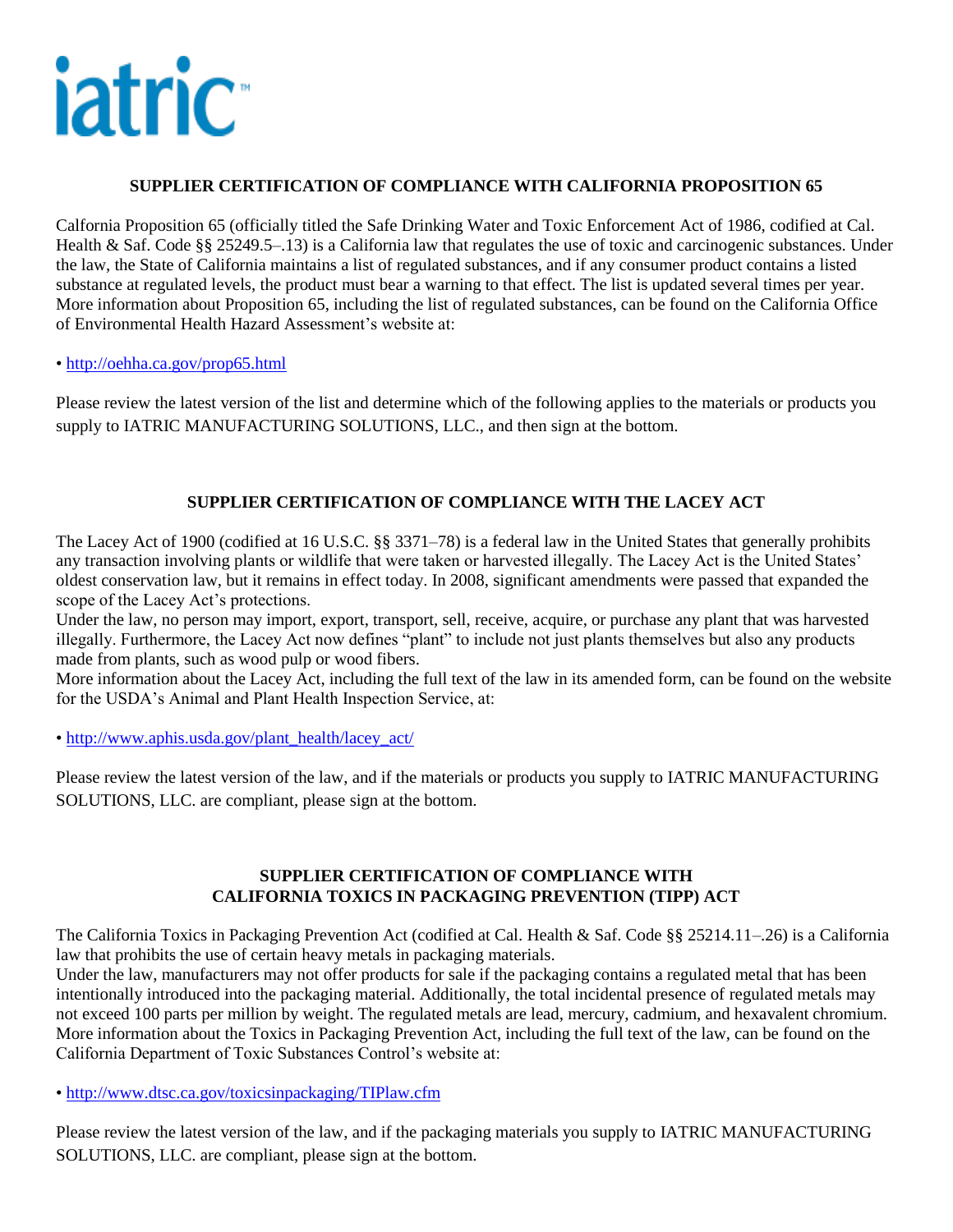iatric™

## SUPPLIER CERTIFICATION OF COMPLIANCE WITH CALIFORNIA PROPOSITION 65

Calfornia Proposition 65 (officially titled the Safe Drinking Water and Toxic Enforcement Act of 1986, codified at Cal. Health & Saf. Code §§ 25249.5–.13) is a California law that regulates the use of toxic and carcinogenic substances. Under the law, the State of California maintains a list of regulated substances, and if any consumer product contains a listed substance at regulated levels, the product must bear a warning to that effect. The list is updated several times per year. More information about Proposition 65, including the list of regulated substances, can be found on the California Office of Environmental Health Hazard Assessment's website at:

- http://oehha.ca.gov/prop65.html

Please review the latest version of the list and determine which of the following applies to the materials or products you supply to IATRIC MANUFACTURING SOLUTIONS, LLC., and then sign at the bottom.

## SUPPLIER CERTIFICATION OF COMPLIANCE WITH THE LACEY ACT

The Lacey Act of 1900 (codified at 16 U.S.C. §§ 3371–78) is a federal law in the United States that generally prohibits any transaction involving plants or wildlife that were taken or harvested illegally. The Lacey Act is the United States' oldest conservation law, but it remains in effect today. In 2008, significant amendments were passed that expanded the scope of the Lacey Act's protections.

Under the law, no person may import, export, transport, sell, receive, acquire, or purchase any plant that was harvested illegally. Furthermore, the Lacey Act now defines "plant" to include not just plants themselves but also any products made from plants, such as wood pulp or wood fibers.

More information about the Lacey Act, including the full text of the law in its amended form, can be found on the website for the USDA's Animal and Plant Health Inspection Service, at:

- http://www.aphis.usda.gov/plant_health/lacey_act/

Please review the latest version of the law, and if the materials or products you supply to IATRIC MANUFACTURING SOLUTIONS, LLC. are compliant, please sign at the bottom.

## SUPPLIER CERTIFICATION OF COMPLIANCE WITH CALIFORNIA TOXICS IN PACKAGING PREVENTION (TIPP) ACT

The California Toxics in Packaging Prevention Act (codified at Cal. Health & Saf. Code §§ 25214.11–.26) is a California law that prohibits the use of certain heavy metals in packaging materials.

Under the law, manufacturers may not offer products for sale if the packaging contains a regulated metal that has been intentionally introduced into the packaging material. Additionally, the total incidental presence of regulated metals may not exceed 100 parts per million by weight. The regulated metals are lead, mercury, cadmium, and hexavalent chromium.

More information about the Toxics in Packaging Prevention Act, including the full text of the law, can be found on the California Department of Toxic Substances Control's website at:

- http://www.dtsc.ca.gov/toxicsinpackaging/TIPlaw.cfm

Please review the latest version of the law, and if the packaging materials you supply to IATRIC MANUFACTURING SOLUTIONS, LLC. are compliant, please sign at the bottom.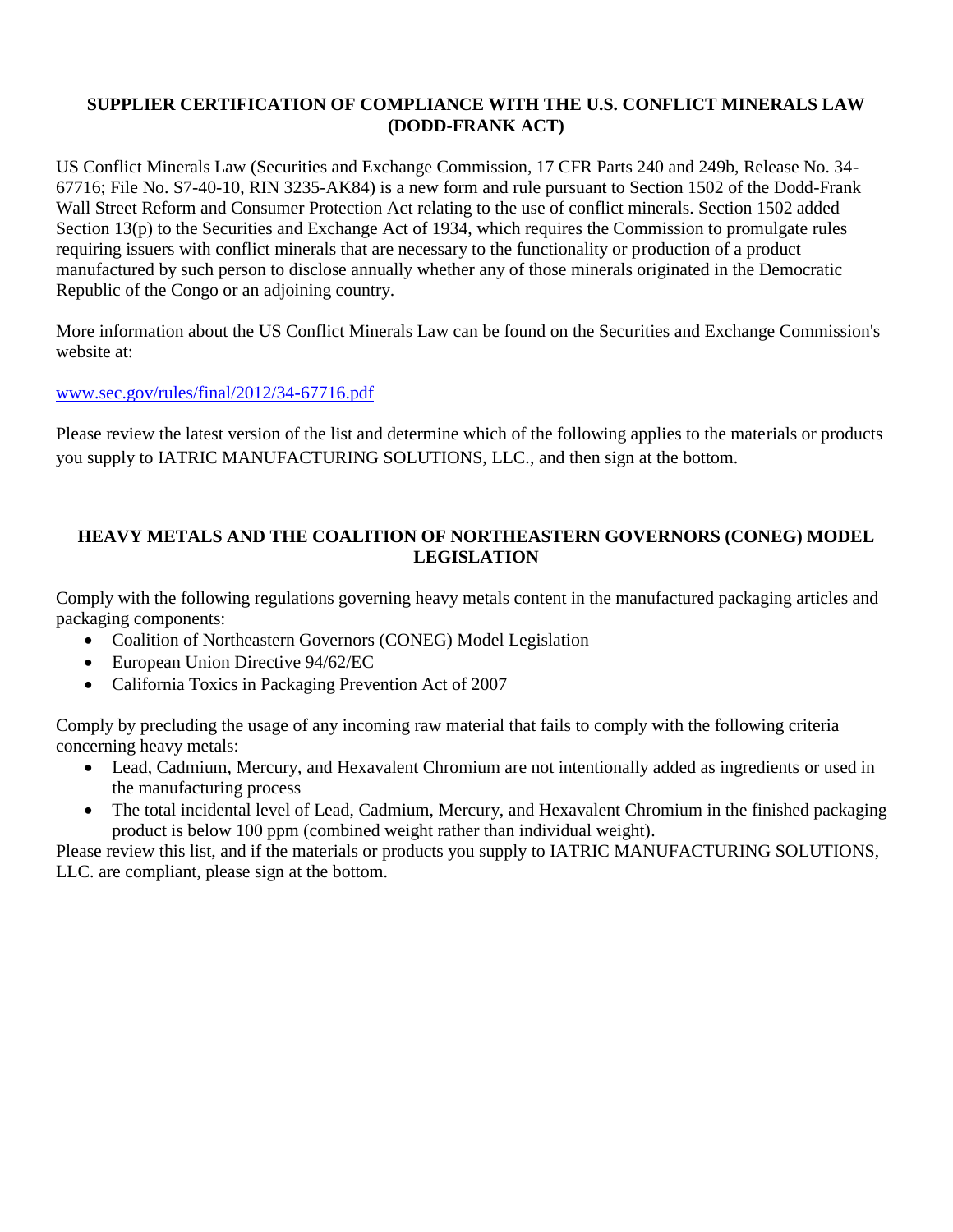## SUPPLIER CERTIFICATION OF COMPLIANCE WITH THE U.S. CONFLICT MINERALS LAW (DODD-FRANK ACT)

US Conflict Minerals Law (Securities and Exchange Commission, 17 CFR Parts 240 and 249b, Release No. 34-67716; File No. S7-40-10, RIN 3235-AK84) is a new form and rule pursuant to Section 1502 of the Dodd-Frank Wall Street Reform and Consumer Protection Act relating to the use of conflict minerals. Section 1502 added Section 13(p) to the Securities and Exchange Act of 1934, which requires the Commission to promulgate rules requiring issuers with conflict minerals that are necessary to the functionality or production of a product manufactured by such person to disclose annually whether any of those minerals originated in the Democratic Republic of the Congo or an adjoining country.

More information about the US Conflict Minerals Law can be found on the Securities and Exchange Commission's website at:

www.sec.gov/rules/final/2012/34-67716.pdf

Please review the latest version of the list and determine which of the following applies to the materials or products you supply to IATRIC MANUFACTURING SOLUTIONS, LLC., and then sign at the bottom.

## HEAVY METALS AND THE COALITION OF NORTHEASTERN GOVERNORS (CONEG) MODEL LEGISLATION

Comply with the following regulations governing heavy metals content in the manufactured packaging articles and packaging components:

- Coalition of Northeastern Governors (CONEG) Model Legislation
- European Union Directive 94/62/EC
- California Toxics in Packaging Prevention Act of 2007

Comply by precluding the usage of any incoming raw material that fails to comply with the following criteria concerning heavy metals:

- Lead, Cadmium, Mercury, and Hexavalent Chromium are not intentionally added as ingredients or used in the manufacturing process
- The total incidental level of Lead, Cadmium, Mercury, and Hexavalent Chromium in the finished packaging product is below 100 ppm (combined weight rather than individual weight).

Please review this list, and if the materials or products you supply to IATRIC MANUFACTURING SOLUTIONS, LLC. are compliant, please sign at the bottom.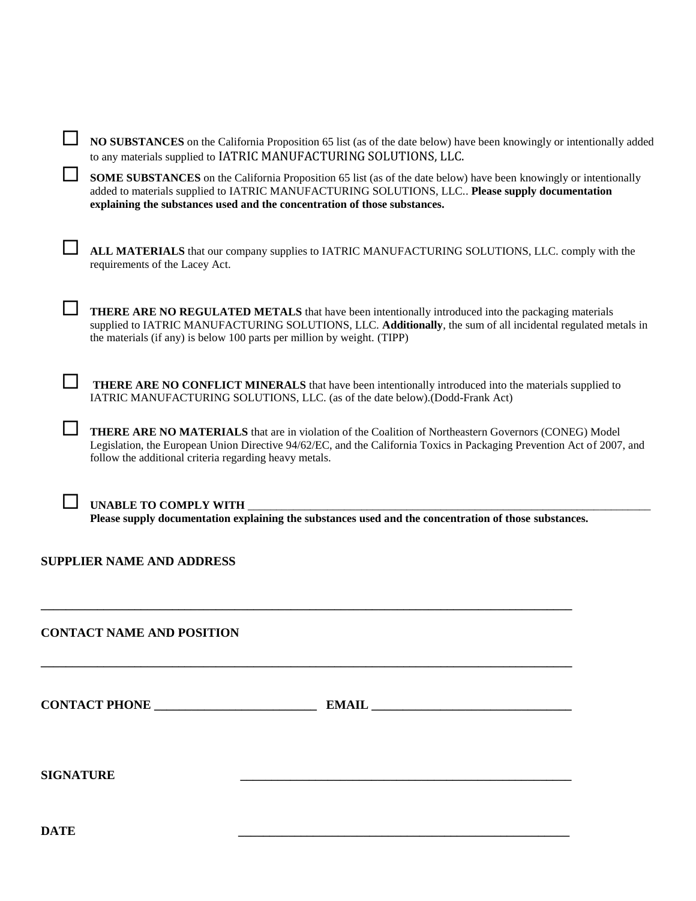☐ **NO SUBSTANCES** on the California Proposition 65 list (as of the date below) have been knowingly or intentionally added to any materials supplied to IATRIC MANUFACTURING SOLUTIONS, LLC.

☐ **SOME SUBSTANCES** on the California Proposition 65 list (as of the date below) have been knowingly or intentionally added to materials supplied to IATRIC MANUFACTURING SOLUTIONS, LLC.. **Please supply documentation explaining the substances used and the concentration of those substances.**

☐ **ALL MATERIALS** that our company supplies to IATRIC MANUFACTURING SOLUTIONS, LLC. comply with the requirements of the Lacey Act.

☐ **THERE ARE NO REGULATED METALS** that have been intentionally introduced into the packaging materials supplied to IATRIC MANUFACTURING SOLUTIONS, LLC. **Additionally**, the sum of all incidental regulated metals in the materials (if any) is below 100 parts per million by weight. (TIPP)

☐ **THERE ARE NO CONFLICT MINERALS** that have been intentionally introduced into the materials supplied to IATRIC MANUFACTURING SOLUTIONS, LLC. (as of the date below).(Dodd-Frank Act)

☐ **THERE ARE NO MATERIALS** that are in violation of the Coalition of Northeastern Governors (CONEG) Model Legislation, the European Union Directive 94/62/EC, and the California Toxics in Packaging Prevention Act of 2007, and follow the additional criteria regarding heavy metals.

☐ **UNABLE TO COMPLY WITH** ___________________________________________________________________________
**Please supply documentation explaining the substances used and the concentration of those substances.**

**SUPPLIER NAME AND ADDRESS**

_____________________________________________________________________________________________

**CONTACT NAME AND POSITION**

_____________________________________________________________________________________________

**CONTACT PHONE** __________________________ **EMAIL** ________________________________

**SIGNATURE** ______________________________________________________

**DATE** ______________________________________________________